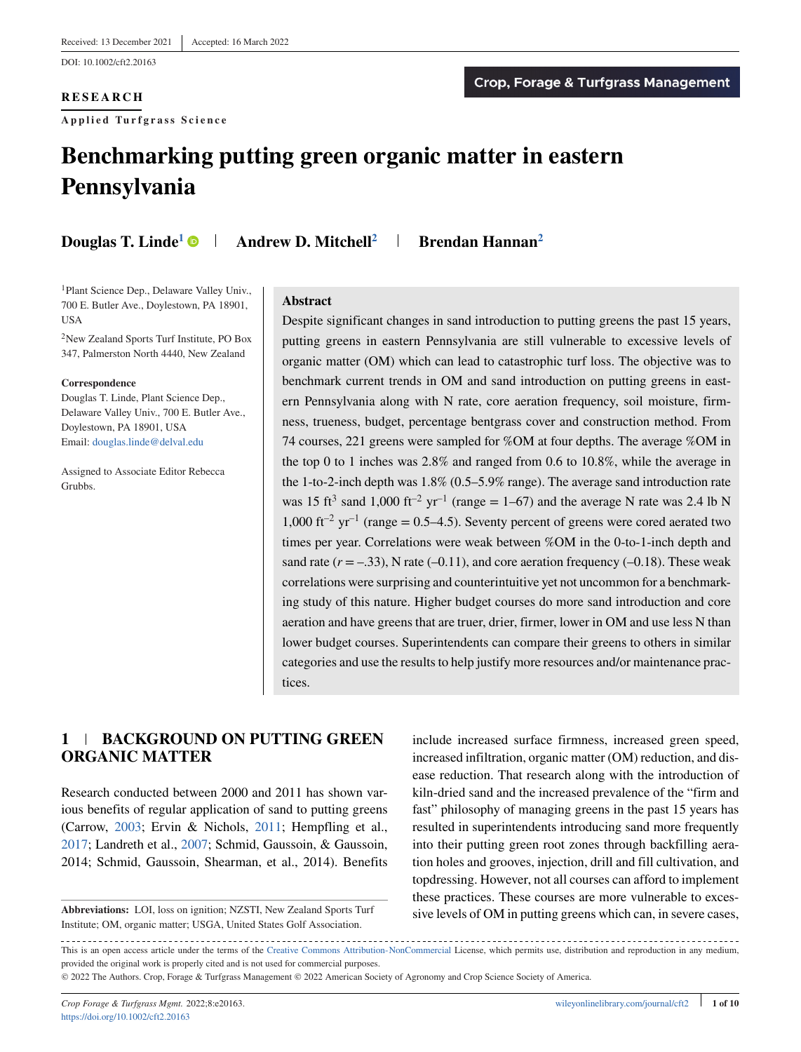Received: 13 December 2021 | Accepted: 16 March 2022

DOI: 10.1002/cft2.20163

**RESEARCH**

**Applied Turfgrass Science**

# Benchmarking putting green organic matter in eastern Pennsylvania

**Douglas T. Linde**[1] | **Andrew D. Mitchell**[2] | **Brendan Hannan**[2]

[1]Plant Science Dep., Delaware Valley Univ., 700 E. Butler Ave., Doylestown, PA 18901, USA

[2]New Zealand Sports Turf Institute, PO Box 347, Palmerston North 4440, New Zealand

**Correspondence**

Douglas T. Linde, Plant Science Dep., Delaware Valley Univ., 700 E. Butler Ave., Doylestown, PA 18901, USA

Email: douglas.linde@delval.edu

Assigned to Associate Editor Rebecca Grubbs.

## Abstract

Despite significant changes in sand introduction to putting greens the past 15 years, putting greens in eastern Pennsylvania are still vulnerable to excessive levels of organic matter (OM) which can lead to catastrophic turf loss. The objective was to benchmark current trends in OM and sand introduction on putting greens in eastern Pennsylvania along with N rate, core aeration frequency, soil moisture, firmness, trueness, budget, percentage bentgrass cover and construction method. From 74 courses, 221 greens were sampled for %OM at four depths. The average %OM in the top 0 to 1 inches was 2.8% and ranged from 0.6 to 10.8%, while the average in the 1-to-2-inch depth was 1.8% (0.5–5.9% range). The average sand introduction rate was 15 $ft^3$ sand 1,000 $ft^{-2}$ $yr^{-1}$ (range = 1–67) and the average N rate was 2.4 lb N 1,000 $ft^{-2}$ $yr^{-1}$ (range = 0.5–4.5). Seventy percent of greens were cored aerated two times per year. Correlations were weak between %OM in the 0-to-1-inch depth and sand rate ($r = -.33$), N rate (–0.11), and core aeration frequency (–0.18). These weak correlations were surprising and counterintuitive yet not uncommon for a benchmarking study of this nature. Higher budget courses do more sand introduction and core aeration and have greens that are truer, drier, firmer, lower in OM and use less N than lower budget courses. Superintendents can compare their greens to others in similar categories and use the results to help justify more resources and/or maintenance practices.

## 1 | BACKGROUND ON PUTTING GREEN ORGANIC MATTER

Research conducted between 2000 and 2011 has shown various benefits of regular application of sand to putting greens (Carrow, 2003; Ervin & Nichols, 2011; Hempfling et al., 2017; Landreth et al., 2007; Schmid, Gaussoin, & Gaussoin, 2014; Schmid, Gaussoin, Shearman, et al., 2014). Benefits include increased surface firmness, increased green speed, increased infiltration, organic matter (OM) reduction, and disease reduction. That research along with the introduction of kiln-dried sand and the increased prevalence of the "firm and fast" philosophy of managing greens in the past 15 years has resulted in superintendents introducing sand more frequently into their putting green root zones through backfilling aeration holes and grooves, injection, drill and fill cultivation, and topdressing. However, not all courses can afford to implement these practices. These courses are more vulnerable to excessive levels of OM in putting greens which can, in severe cases,

**Abbreviations:** LOI, loss on ignition; NZSTI, New Zealand Sports Turf Institute; OM, organic matter; USGA, United States Golf Association.

This is an open access article under the terms of the Creative Commons Attribution-NonCommercial License, which permits use, distribution and reproduction in any medium, provided the original work is properly cited and is not used for commercial purposes.

© 2022 The Authors. Crop, Forage & Turfgrass Management © 2022 American Society of Agronomy and Crop Science Society of America.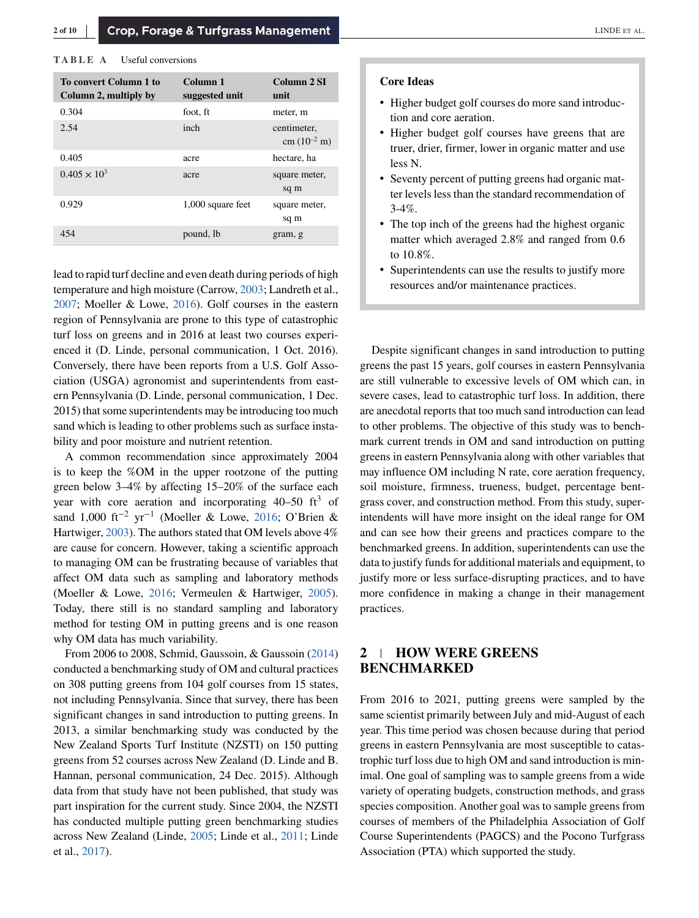**TABLE A** Useful conversions

| To convert Column 1 to Column 2, multiply by | Column 1 suggested unit | Column 2 SI unit |
|---|---|---|
| 0.304 | foot, ft | meter, m |
| 2.54 | inch | centimeter, cm ($10^{-2}$ m) |
| 0.405 | acre | hectare, ha |
| $0.405 \times 10^3$ | acre | square meter, sq m |
| 0.929 | 1,000 square feet | square meter, sq m |
| 454 | pound, lb | gram, g |

lead to rapid turf decline and even death during periods of high temperature and high moisture (Carrow, 2003; Landreth et al., 2007; Moeller & Lowe, 2016). Golf courses in the eastern region of Pennsylvania are prone to this type of catastrophic turf loss on greens and in 2016 at least two courses experienced it (D. Linde, personal communication, 1 Oct. 2016). Conversely, there have been reports from a U.S. Golf Association (USGA) agronomist and superintendents from eastern Pennsylvania (D. Linde, personal communication, 1 Dec. 2015) that some superintendents may be introducing too much sand which is leading to other problems such as surface instability and poor moisture and nutrient retention.

A common recommendation since approximately 2004 is to keep the %OM in the upper rootzone of the putting green below 3–4% by affecting 15–20% of the surface each year with core aeration and incorporating 40–50 $ft^3$ of sand 1,000 $ft^{-2}$ $yr^{-1}$ (Moeller & Lowe, 2016; O'Brien & Hartwiger, 2003). The authors stated that OM levels above 4% are cause for concern. However, taking a scientific approach to managing OM can be frustrating because of variables that affect OM data such as sampling and laboratory methods (Moeller & Lowe, 2016; Vermeulen & Hartwiger, 2005). Today, there still is no standard sampling and laboratory method for testing OM in putting greens and is one reason why OM data has much variability.

From 2006 to 2008, Schmid, Gaussoin, & Gaussoin (2014) conducted a benchmarking study of OM and cultural practices on 308 putting greens from 104 golf courses from 15 states, not including Pennsylvania. Since that survey, there has been significant changes in sand introduction to putting greens. In 2013, a similar benchmarking study was conducted by the New Zealand Sports Turf Institute (NZSTI) on 150 putting greens from 52 courses across New Zealand (D. Linde and B. Hannan, personal communication, 24 Dec. 2015). Although data from that study have not been published, that study was part inspiration for the current study. Since 2004, the NZSTI has conducted multiple putting green benchmarking studies across New Zealand (Linde, 2005; Linde et al., 2011; Linde et al., 2017).

**Core Ideas**

- Higher budget golf courses do more sand introduction and core aeration.
- Higher budget golf courses have greens that are truer, drier, firmer, lower in organic matter and use less N.
- Seventy percent of putting greens had organic matter levels less than the standard recommendation of 3-4%.
- The top inch of the greens had the highest organic matter which averaged 2.8% and ranged from 0.6 to 10.8%.
- Superintendents can use the results to justify more resources and/or maintenance practices.

Despite significant changes in sand introduction to putting greens the past 15 years, golf courses in eastern Pennsylvania are still vulnerable to excessive levels of OM which can, in severe cases, lead to catastrophic turf loss. In addition, there are anecdotal reports that too much sand introduction can lead to other problems. The objective of this study was to benchmark current trends in OM and sand introduction on putting greens in eastern Pennsylvania along with other variables that may influence OM including N rate, core aeration frequency, soil moisture, firmness, trueness, budget, percentage bentgrass cover, and construction method. From this study, superintendents will have more insight on the ideal range for OM and can see how their greens and practices compare to the benchmarked greens. In addition, superintendents can use the data to justify funds for additional materials and equipment, to justify more or less surface-disrupting practices, and to have more confidence in making a change in their management practices.

## 2 | HOW WERE GREENS BENCHMARKED

From 2016 to 2021, putting greens were sampled by the same scientist primarily between July and mid-August of each year. This time period was chosen because during that period greens in eastern Pennsylvania are most susceptible to catastrophic turf loss due to high OM and sand introduction is minimal. One goal of sampling was to sample greens from a wide variety of operating budgets, construction methods, and grass species composition. Another goal was to sample greens from courses of members of the Philadelphia Association of Golf Course Superintendents (PAGCS) and the Pocono Turfgrass Association (PTA) which supported the study.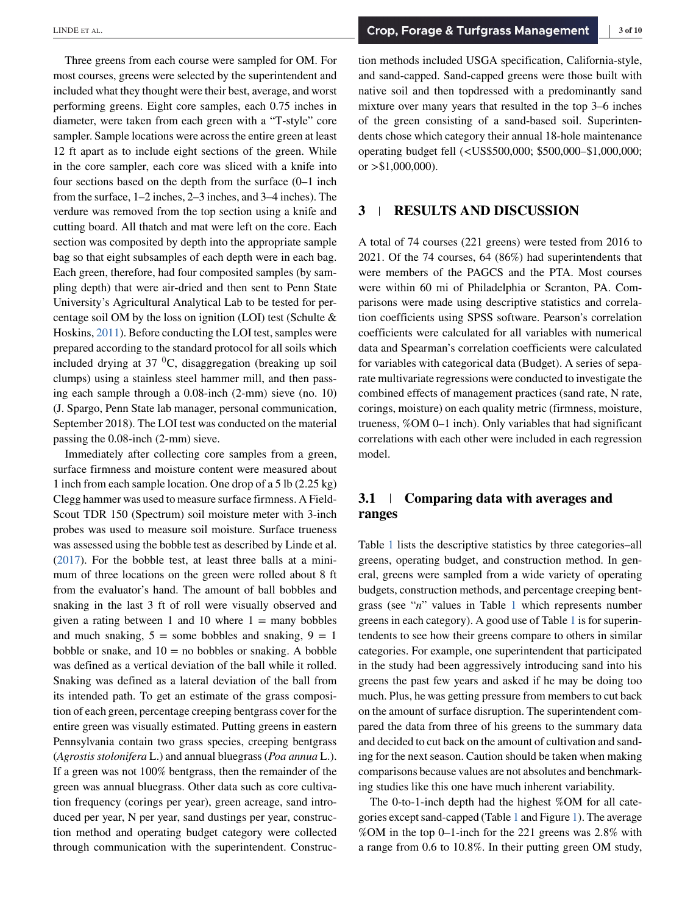Three greens from each course were sampled for OM. For most courses, greens were selected by the superintendent and included what they thought were their best, average, and worst performing greens. Eight core samples, each 0.75 inches in diameter, were taken from each green with a "T-style" core sampler. Sample locations were across the entire green at least 12 ft apart as to include eight sections of the green. While in the core sampler, each core was sliced with a knife into four sections based on the depth from the surface (0–1 inch from the surface, 1–2 inches, 2–3 inches, and 3–4 inches). The verdure was removed from the top section using a knife and cutting board. All thatch and mat were left on the core. Each section was composited by depth into the appropriate sample bag so that eight subsamples of each depth were in each bag. Each green, therefore, had four composited samples (by sampling depth) that were air-dried and then sent to Penn State University's Agricultural Analytical Lab to be tested for percentage soil OM by the loss on ignition (LOI) test (Schulte & Hoskins, 2011). Before conducting the LOI test, samples were prepared according to the standard protocol for all soils which included drying at 37 $^{0}$C, disaggregation (breaking up soil clumps) using a stainless steel hammer mill, and then passing each sample through a 0.08-inch (2-mm) sieve (no. 10) (J. Spargo, Penn State lab manager, personal communication, September 2018). The LOI test was conducted on the material passing the 0.08-inch (2-mm) sieve.

Immediately after collecting core samples from a green, surface firmness and moisture content were measured about 1 inch from each sample location. One drop of a 5 lb (2.25 kg) Clegg hammer was used to measure surface firmness. A FieldScout TDR 150 (Spectrum) soil moisture meter with 3-inch probes was used to measure soil moisture. Surface trueness was assessed using the bobble test as described by Linde et al. (2017). For the bobble test, at least three balls at a minimum of three locations on the green were rolled about 8 ft from the evaluator's hand. The amount of ball bobbles and snaking in the last 3 ft of roll were visually observed and given a rating between 1 and 10 where 1 = many bobbles and much snaking, 5 = some bobbles and snaking, 9 = 1 bobble or snake, and 10 = no bobbles or snaking. A bobble was defined as a vertical deviation of the ball while it rolled. Snaking was defined as a lateral deviation of the ball from its intended path. To get an estimate of the grass composition of each green, percentage creeping bentgrass cover for the entire green was visually estimated. Putting greens in eastern Pennsylvania contain two grass species, creeping bentgrass (*Agrostis stolonifera* L.) and annual bluegrass (*Poa annua* L.). If a green was not 100% bentgrass, then the remainder of the green was annual bluegrass. Other data such as core cultivation frequency (corings per year), green acreage, sand introduced per year, N per year, sand dustings per year, construction method and operating budget category were collected through communication with the superintendent. Construction methods included USGA specification, California-style, and sand-capped. Sand-capped greens were those built with native soil and then topdressed with a predominantly sand mixture over many years that resulted in the top 3–6 inches of the green consisting of a sand-based soil. Superintendents chose which category their annual 18-hole maintenance operating budget fell (<US$500,000; $500,000–$1,000,000; or >$1,000,000).

## 3 | RESULTS AND DISCUSSION

A total of 74 courses (221 greens) were tested from 2016 to 2021. Of the 74 courses, 64 (86%) had superintendents that were members of the PAGCS and the PTA. Most courses were within 60 mi of Philadelphia or Scranton, PA. Comparisons were made using descriptive statistics and correlation coefficients using SPSS software. Pearson's correlation coefficients were calculated for all variables with numerical data and Spearman's correlation coefficients were calculated for variables with categorical data (Budget). A series of separate multivariate regressions were conducted to investigate the combined effects of management practices (sand rate, N rate, corings, moisture) on each quality metric (firmness, moisture, trueness, %OM 0–1 inch). Only variables that had significant correlations with each other were included in each regression model.

### 3.1 | Comparing data with averages and ranges

Table 1 lists the descriptive statistics by three categories–all greens, operating budget, and construction method. In general, greens were sampled from a wide variety of operating budgets, construction methods, and percentage creeping bentgrass (see "$n$" values in Table 1 which represents number greens in each category). A good use of Table 1 is for superintendents to see how their greens compare to others in similar categories. For example, one superintendent that participated in the study had been aggressively introducing sand into his greens the past few years and asked if he may be doing too much. Plus, he was getting pressure from members to cut back on the amount of surface disruption. The superintendent compared the data from three of his greens to the summary data and decided to cut back on the amount of cultivation and sanding for the next season. Caution should be taken when making comparisons because values are not absolutes and benchmarking studies like this one have much inherent variability.

The 0-to-1-inch depth had the highest %OM for all categories except sand-capped (Table 1 and Figure 1). The average %OM in the top 0–1-inch for the 221 greens was 2.8% with a range from 0.6 to 10.8%. In their putting green OM study,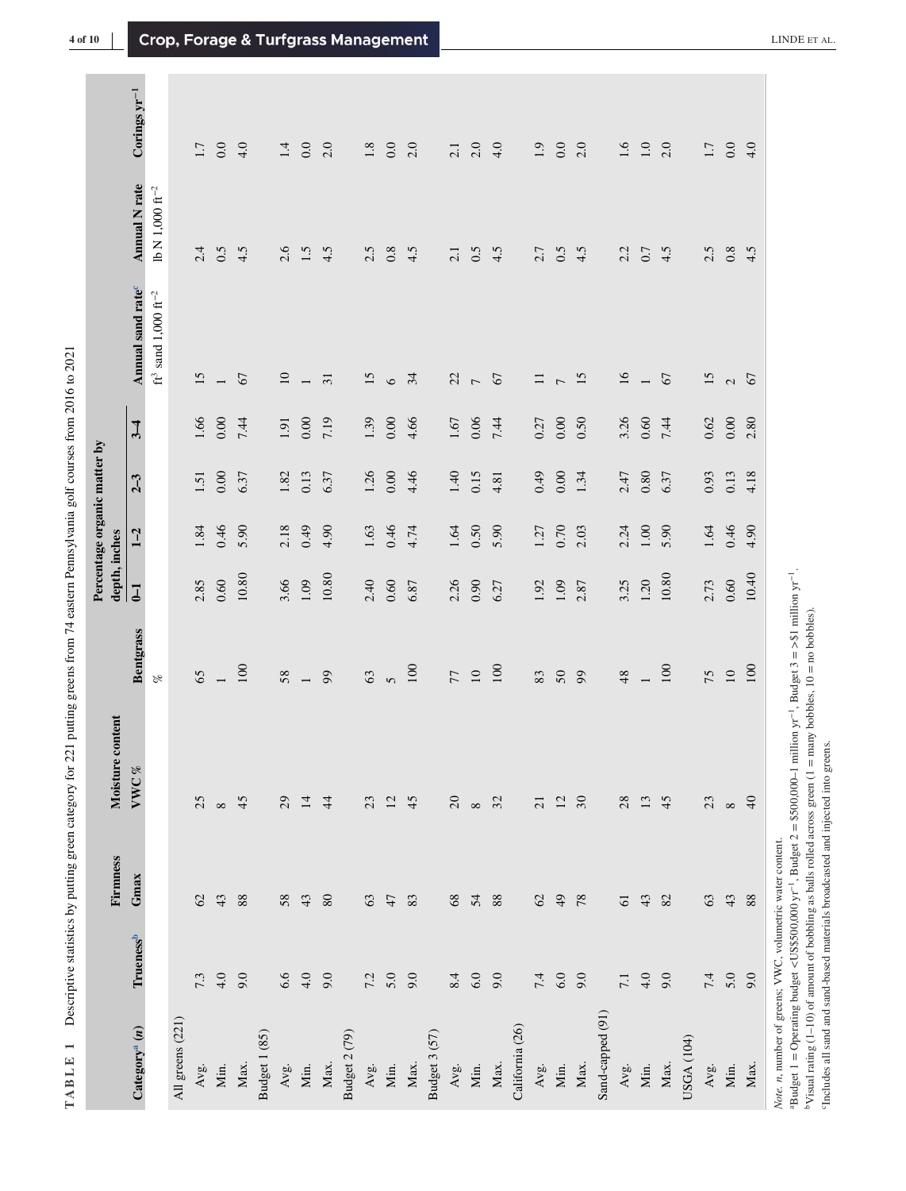**TABLE 1** Descriptive statistics by putting green category for 221 putting greens from 74 eastern Pennsylvania golf courses from 2016 to 2021

| Category[a] (n) | Trueness[b] | Firmness | Moisture content | | Percentage organic matter by depth, inches | | | | Annual sand rate[c] | Annual N rate | Corings $yr^{-1}$ |
|---|---|---|---|---|---|---|---|---|---|---|---|
| | | Gmax | VWC % | Bentgrass | 0–1 | 1–2 | 2–3 | 3–4 | | | |
| | | | | % | | | | | $ft^3$ sand 1,000 $ft^{-2}$ | lb N 1,000 $ft^{-2}$ | |
| All greens (221) | | | | | | | | | | | |
| Avg. | 7.3 | 62 | 25 | 65 | 2.85 | 1.84 | 1.51 | 1.66 | 15 | 2.4 | 1.7 |
| Min. | 4.0 | 43 | 8 | 1 | 0.60 | 0.46 | 0.00 | 0.00 | 1 | 0.5 | 0.0 |
| Max. | 9.0 | 88 | 45 | 100 | 10.80 | 5.90 | 6.37 | 7.44 | 67 | 4.5 | 4.0 |
| Budget 1 (85) | | | | | | | | | | | |
| Avg. | 6.6 | 58 | 29 | 58 | 3.66 | 2.18 | 1.82 | 1.91 | 10 | 2.6 | 1.4 |
| Min. | 4.0 | 43 | 14 | 1 | 1.09 | 0.49 | 0.13 | 0.00 | 1 | 1.5 | 0.0 |
| Max. | 9.0 | 80 | 44 | 99 | 10.80 | 4.90 | 6.37 | 7.19 | 31 | 4.5 | 2.0 |
| Budget 2 (79) | | | | | | | | | | | |
| Avg. | 7.2 | 63 | 23 | 63 | 2.40 | 1.63 | 1.26 | 1.39 | 15 | 2.5 | 1.8 |
| Min. | 5.0 | 47 | 12 | 5 | 0.60 | 0.46 | 0.00 | 0.00 | 6 | 0.8 | 0.0 |
| Max. | 9.0 | 83 | 45 | 100 | 6.87 | 4.74 | 4.46 | 4.66 | 34 | 4.5 | 2.0 |
| Budget 3 (57) | | | | | | | | | | | |
| Avg. | 8.4 | 68 | 20 | 77 | 2.26 | 1.64 | 1.40 | 1.67 | 22 | 2.1 | 2.1 |
| Min. | 6.0 | 54 | 8 | 10 | 0.90 | 0.50 | 0.15 | 0.06 | 7 | 0.5 | 2.0 |
| Max. | 9.0 | 88 | 32 | 100 | 6.27 | 5.90 | 4.81 | 7.44 | 67 | 4.5 | 4.0 |
| California (26) | | | | | | | | | | | |
| Avg. | 7.4 | 62 | 21 | 83 | 1.92 | 1.27 | 0.49 | 0.27 | 11 | 2.7 | 1.9 |
| Min. | 6.0 | 49 | 12 | 50 | 1.09 | 0.70 | 0.00 | 0.00 | 7 | 0.5 | 0.0 |
| Max. | 9.0 | 78 | 30 | 99 | 2.87 | 2.03 | 1.34 | 0.50 | 15 | 4.5 | 2.0 |
| Sand-capped (91) | | | | | | | | | | | |
| Avg. | 7.1 | 61 | 28 | 48 | 3.25 | 2.24 | 2.47 | 3.26 | 16 | 2.2 | 1.6 |
| Min. | 4.0 | 43 | 13 | 1 | 1.20 | 1.00 | 0.80 | 0.60 | 1 | 0.7 | 1.0 |
| Max. | 9.0 | 82 | 45 | 100 | 10.80 | 5.90 | 6.37 | 7.44 | 67 | 4.5 | 2.0 |
| USGA (104) | | | | | | | | | | | |
| Avg. | 7.4 | 63 | 23 | 75 | 2.73 | 1.64 | 0.93 | 0.62 | 15 | 2.5 | 1.7 |
| Min. | 5.0 | 43 | 8 | 10 | 0.60 | 0.46 | 0.13 | 0.00 | 2 | 0.8 | 0.0 |
| Max. | 9.0 | 88 | 40 | 100 | 10.40 | 4.90 | 4.18 | 2.80 | 67 | 4.5 | 4.0 |

*Note. n*, number of greens; VWC, volumetric water content.

[a]Budget 1 = Operating budget <US\$500,000 $yr^{-1}$, Budget 2 = \$500,000–1 million $yr^{-1}$, Budget 3 = >\$1 million $yr^{-1}$.

[b]Visual rating (1–10) of amount of bobbling as balls rolled across green (1 = many bobbles, 10 = no bobbles).

[c]Includes all sand and sand-based materials broadcasted and injected into greens.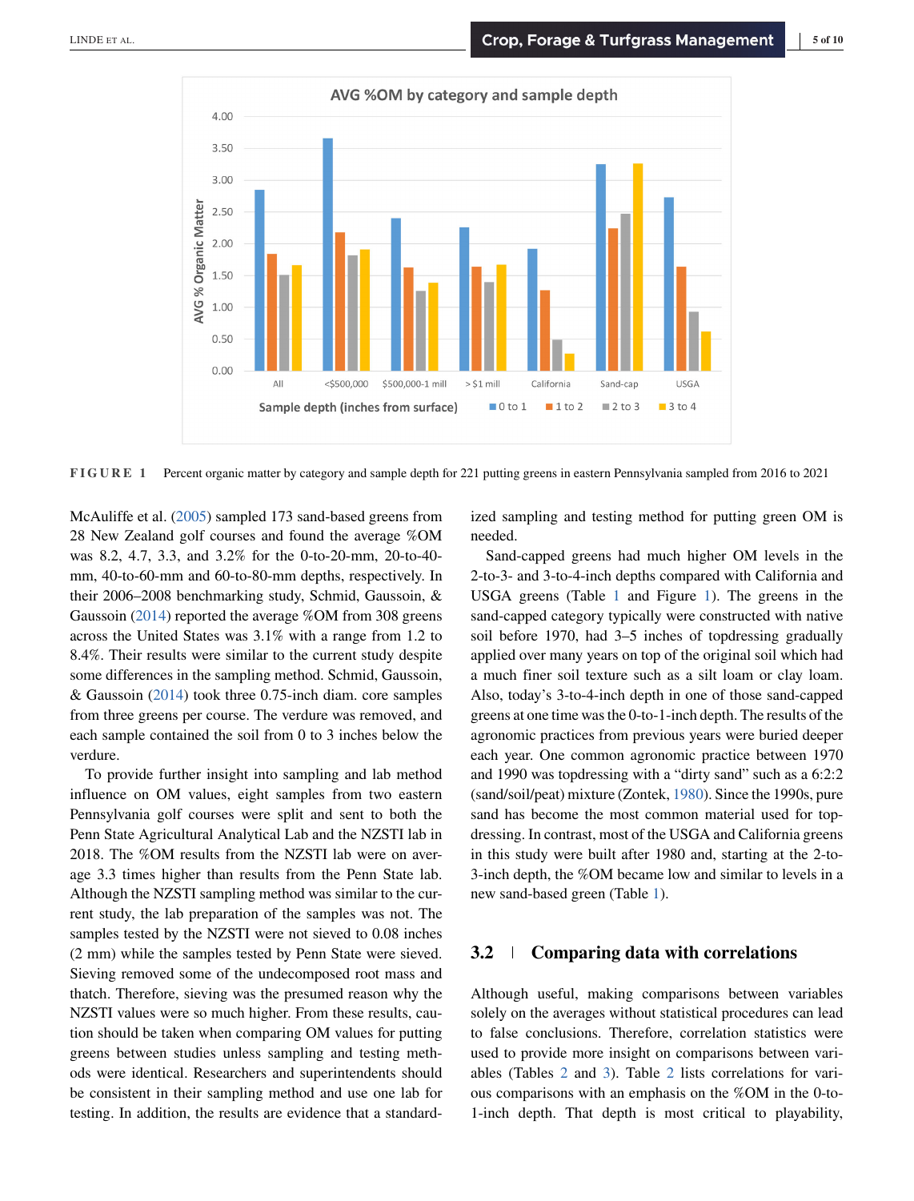FIGURE 1 Percent organic matter by category and sample depth for 221 putting greens in eastern Pennsylvania sampled from 2016 to 2021

McAuliffe et al. (2005) sampled 173 sand-based greens from 28 New Zealand golf courses and found the average %OM was 8.2, 4.7, 3.3, and 3.2% for the 0-to-20-mm, 20-to-40-mm, 40-to-60-mm and 60-to-80-mm depths, respectively. In their 2006–2008 benchmarking study, Schmid, Gaussoin, & Gaussoin (2014) reported the average %OM from 308 greens across the United States was 3.1% with a range from 1.2 to 8.4%. Their results were similar to the current study despite some differences in the sampling method. Schmid, Gaussoin, & Gaussoin (2014) took three 0.75-inch diam. core samples from three greens per course. The verdure was removed, and each sample contained the soil from 0 to 3 inches below the verdure.

To provide further insight into sampling and lab method influence on OM values, eight samples from two eastern Pennsylvania golf courses were split and sent to both the Penn State Agricultural Analytical Lab and the NZSTI lab in 2018. The %OM results from the NZSTI lab were on average 3.3 times higher than results from the Penn State lab. Although the NZSTI sampling method was similar to the current study, the lab preparation of the samples was not. The samples tested by the NZSTI were not sieved to 0.08 inches (2 mm) while the samples tested by Penn State were sieved. Sieving removed some of the undecomposed root mass and thatch. Therefore, sieving was the presumed reason why the NZSTI values were so much higher. From these results, caution should be taken when comparing OM values for putting greens between studies unless sampling and testing methods were identical. Researchers and superintendents should be consistent in their sampling method and use one lab for testing. In addition, the results are evidence that a standardized sampling and testing method for putting green OM is needed.

Sand-capped greens had much higher OM levels in the 2-to-3- and 3-to-4-inch depths compared with California and USGA greens (Table 1 and Figure 1). The greens in the sand-capped category typically were constructed with native soil before 1970, had 3–5 inches of topdressing gradually applied over many years on top of the original soil which had a much finer soil texture such as a silt loam or clay loam. Also, today's 3-to-4-inch depth in one of those sand-capped greens at one time was the 0-to-1-inch depth. The results of the agronomic practices from previous years were buried deeper each year. One common agronomic practice between 1970 and 1990 was topdressing with a "dirty sand" such as a 6:2:2 (sand/soil/peat) mixture (Zontek, 1980). Since the 1990s, pure sand has become the most common material used for topdressing. In contrast, most of the USGA and California greens in this study were built after 1980 and, starting at the 2-to-3-inch depth, the %OM became low and similar to levels in a new sand-based green (Table 1).

## 3.2 | Comparing data with correlations

Although useful, making comparisons between variables solely on the averages without statistical procedures can lead to false conclusions. Therefore, correlation statistics were used to provide more insight on comparisons between variables (Tables 2 and 3). Table 2 lists correlations for various comparisons with an emphasis on the %OM in the 0-to-1-inch depth. That depth is most critical to playability,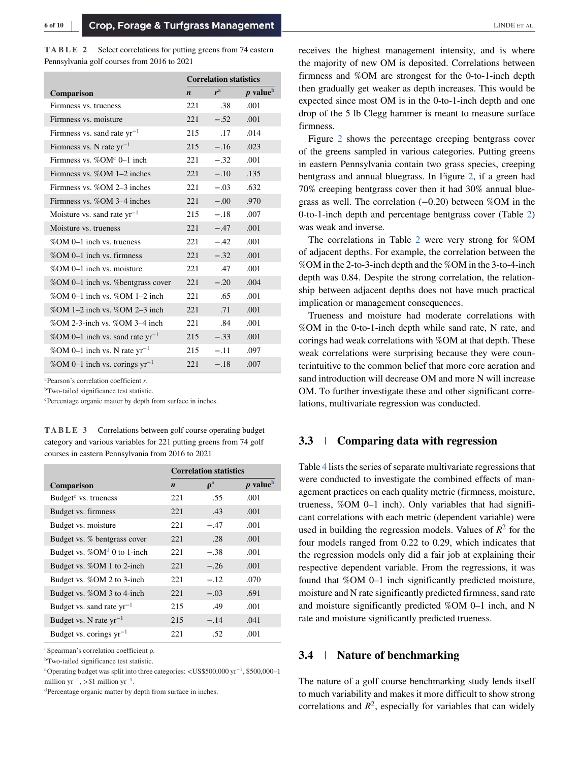**TABLE 2** Select correlations for putting greens from 74 eastern Pennsylvania golf courses from 2016 to 2021

| Comparison | Correlation statistics | | |
|---|---|---|---|
| | *n* | *r*[a] | *p* value[b] |
| Firmness vs. trueness | 221 | .38 | .001 |
| Firmness vs. moisture | 221 | −.52 | .001 |
| Firmness vs. sand rate $yr^{-1}$ | 215 | .17 | .014 |
| Firmness vs. N rate $yr^{-1}$ | 215 | −.16 | .023 |
| Firmness vs. %OM[c] 0–1 inch | 221 | −.32 | .001 |
| Firmness vs. %OM 1–2 inches | 221 | −.10 | .135 |
| Firmness vs. %OM 2–3 inches | 221 | −.03 | .632 |
| Firmness vs. %OM 3–4 inches | 221 | −.00 | .970 |
| Moisture vs. sand rate $yr^{-1}$ | 215 | −.18 | .007 |
| Moisture vs. trueness | 221 | −.47 | .001 |
| %OM 0–1 inch vs. trueness | 221 | −.42 | .001 |
| %OM 0–1 inch vs. firmness | 221 | −.32 | .001 |
| %OM 0–1 inch vs. moisture | 221 | .47 | .001 |
| %OM 0–1 inch vs. %bentgrass cover | 221 | −.20 | .004 |
| %OM 0–1 inch vs. %OM 1–2 inch | 221 | .65 | .001 |
| %OM 1–2 inch vs. %OM 2–3 inch | 221 | .71 | .001 |
| %OM 2-3-inch vs. %OM 3–4 inch | 221 | .84 | .001 |
| %OM 0–1 inch vs. sand rate $yr^{-1}$ | 215 | −.33 | .001 |
| %OM 0–1 inch vs. N rate $yr^{-1}$ | 215 | −.11 | .097 |
| %OM 0–1 inch vs. corings $yr^{-1}$ | 221 | −.18 | .007 |

[a]Pearson's correlation coefficient *r*.
[b]Two-tailed significance test statistic.
[c]Percentage organic matter by depth from surface in inches.

**TABLE 3** Correlations between golf course operating budget category and various variables for 221 putting greens from 74 golf courses in eastern Pennsylvania from 2016 to 2021

| Comparison | Correlation statistics | | |
|---|---|---|---|
| | *n* | ρ[a] | *p* value[b] |
| Budget[c] vs. trueness | 221 | .55 | .001 |
| Budget vs. firmness | 221 | .43 | .001 |
| Budget vs. moisture | 221 | −.47 | .001 |
| Budget vs. % bentgrass cover | 221 | .28 | .001 |
| Budget vs. %OM[d] 0 to 1-inch | 221 | −.38 | .001 |
| Budget vs. %OM 1 to 2-inch | 221 | −.26 | .001 |
| Budget vs. %OM 2 to 3-inch | 221 | −.12 | .070 |
| Budget vs. %OM 3 to 4-inch | 221 | −.03 | .691 |
| Budget vs. sand rate $yr^{-1}$ | 215 | .49 | .001 |
| Budget vs. N rate $yr^{-1}$ | 215 | −.14 | .041 |
| Budget vs. corings $yr^{-1}$ | 221 | .52 | .001 |

[a]Spearman's correlation coefficient ρ.
[b]Two-tailed significance test statistic.
[c]Operating budget was split into three categories: <US$500,000 $yr^{-1}$, $500,000–1 million $yr^{-1}$, >$1 million $yr^{-1}$.
[d]Percentage organic matter by depth from surface in inches.

receives the highest management intensity, and is where the majority of new OM is deposited. Correlations between firmness and %OM are strongest for the 0-to-1-inch depth then gradually get weaker as depth increases. This would be expected since most OM is in the 0-to-1-inch depth and one drop of the 5 lb Clegg hammer is meant to measure surface firmness.

Figure 2 shows the percentage creeping bentgrass cover of the greens sampled in various categories. Putting greens in eastern Pennsylvania contain two grass species, creeping bentgrass and annual bluegrass. In Figure 2, if a green had 70% creeping bentgrass cover then it had 30% annual bluegrass as well. The correlation (−0.20) between %OM in the 0-to-1-inch depth and percentage bentgrass cover (Table 2) was weak and inverse.

The correlations in Table 2 were very strong for %OM of adjacent depths. For example, the correlation between the %OM in the 2-to-3-inch depth and the %OM in the 3-to-4-inch depth was 0.84. Despite the strong correlation, the relationship between adjacent depths does not have much practical implication or management consequences.

Trueness and moisture had moderate correlations with %OM in the 0-to-1-inch depth while sand rate, N rate, and corings had weak correlations with %OM at that depth. These weak correlations were surprising because they were counterintuitive to the common belief that more core aeration and sand introduction will decrease OM and more N will increase OM. To further investigate these and other significant correlations, multivariate regression was conducted.

## 3.3 | Comparing data with regression

Table 4 lists the series of separate multivariate regressions that were conducted to investigate the combined effects of management practices on each quality metric (firmness, moisture, trueness, %OM 0–1 inch). Only variables that had significant correlations with each metric (dependent variable) were used in building the regression models. Values of $R^2$ for the four models ranged from 0.22 to 0.29, which indicates that the regression models only did a fair job at explaining their respective dependent variable. From the regressions, it was found that %OM 0–1 inch significantly predicted moisture, moisture and N rate significantly predicted firmness, sand rate and moisture significantly predicted %OM 0–1 inch, and N rate and moisture significantly predicted trueness.

## 3.4 | Nature of benchmarking

The nature of a golf course benchmarking study lends itself to much variability and makes it more difficult to show strong correlations and $R^2$, especially for variables that can widely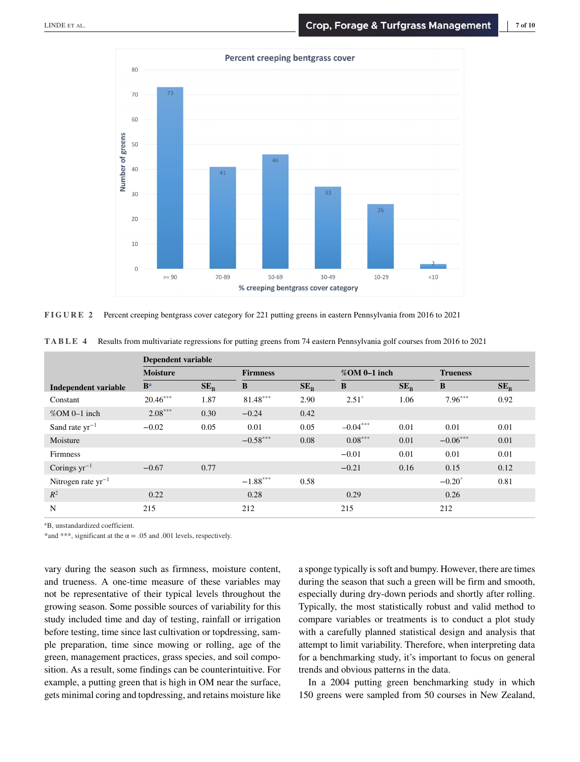**FIGURE 2** Percent creeping bentgrass cover category for 221 putting greens in eastern Pennsylvania from 2016 to 2021

**TABLE 4** Results from multivariate regressions for putting greens from 74 eastern Pennsylvania golf courses from 2016 to 2021

| | Dependent variable | | | | | | | |
|---|---|---|---|---|---|---|---|---|
| | Moisture | | Firmness | | %OM 0–1 inch | | Trueness | |
| Independent variable | B[a] | $SE_B$ | B | $SE_B$ | B | $SE_B$ | B | $SE_B$ |
| Constant | 20.46*** | 1.87 | 81.48*** | 2.90 | 2.51* | 1.06 | 7.96*** | 0.92 |
| %OM 0–1 inch | 2.08*** | 0.30 | −0.24 | 0.42 | | | | |
| Sand rate $yr^{-1}$ | −0.02 | 0.05 | 0.01 | 0.05 | −0.04*** | 0.01 | 0.01 | 0.01 |
| Moisture | | | −0.58*** | 0.08 | 0.08*** | 0.01 | −0.06*** | 0.01 |
| Firmness | | | | | −0.01 | 0.01 | 0.01 | 0.01 |
| Corings $yr^{-1}$ | −0.67 | 0.77 | | | −0.21 | 0.16 | 0.15 | 0.12 |
| Nitrogen rate $yr^{-1}$ | | | −1.88*** | 0.58 | | | −0.20* | 0.81 |
| $R^2$ | 0.22 | | 0.28 | | 0.29 | | 0.26 | |
| N | 215 | | 212 | | 215 | | 212 | |

[a]B, unstandardized coefficient.

*and ***, significant at the α = .05 and .001 levels, respectively.

vary during the season such as firmness, moisture content, and trueness. A one-time measure of these variables may not be representative of their typical levels throughout the growing season. Some possible sources of variability for this study included time and day of testing, rainfall or irrigation before testing, time since last cultivation or topdressing, sample preparation, time since mowing or rolling, age of the green, management practices, grass species, and soil composition. As a result, some findings can be counterintuitive. For example, a putting green that is high in OM near the surface, gets minimal coring and topdressing, and retains moisture like a sponge typically is soft and bumpy. However, there are times during the season that such a green will be firm and smooth, especially during dry-down periods and shortly after rolling. Typically, the most statistically robust and valid method to compare variables or treatments is to conduct a plot study with a carefully planned statistical design and analysis that attempt to limit variability. Therefore, when interpreting data for a benchmarking study, it's important to focus on general trends and obvious patterns in the data.

In a 2004 putting green benchmarking study in which 150 greens were sampled from 50 courses in New Zealand,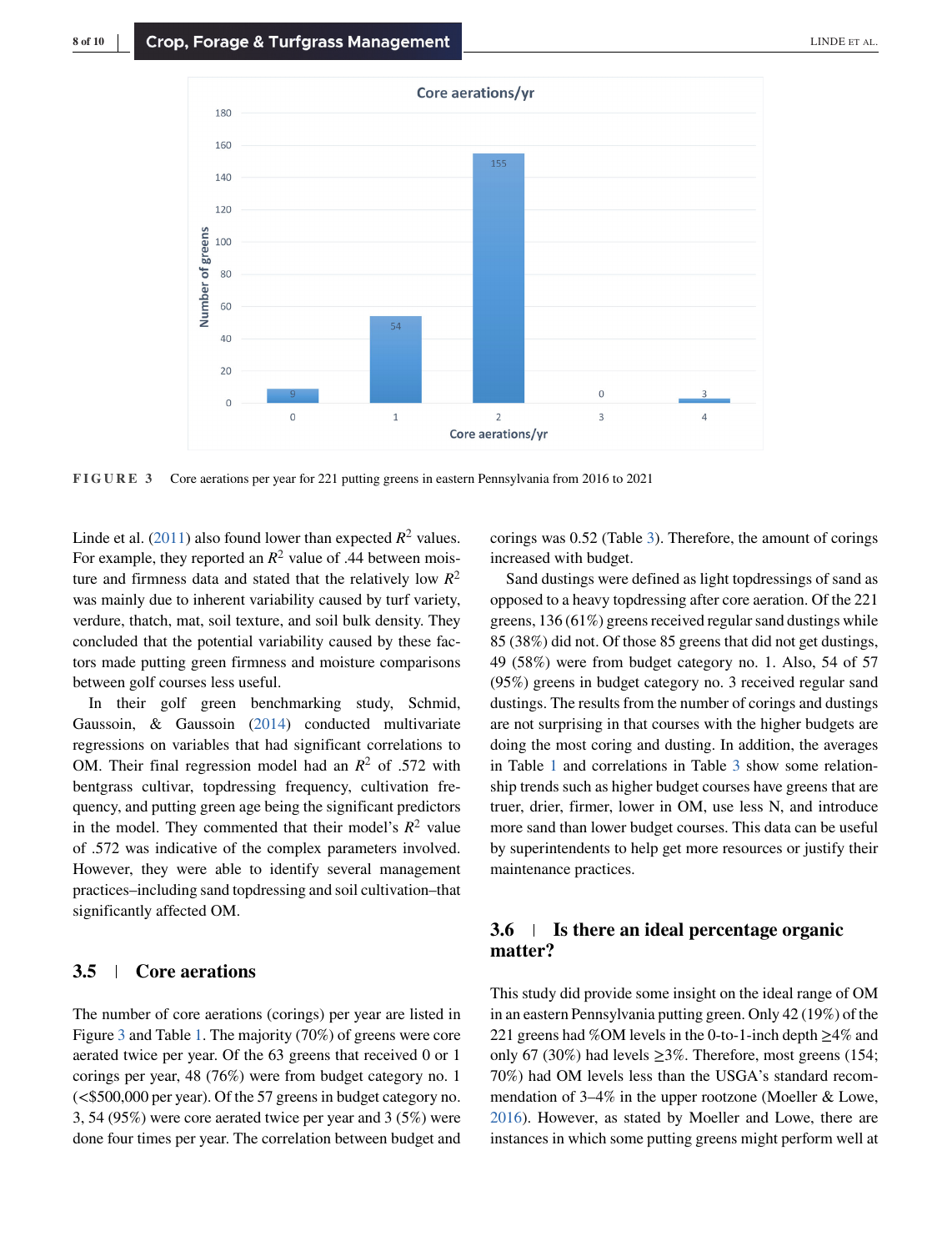Core aerations/yr

| Core aerations/yr | Number of greens |
|---|---|
| 0 | 9 |
| 1 | 54 |
| 2 | 155 |
| 3 | 0 |
| 4 | 3 |

**FIGURE 3** Core aerations per year for 221 putting greens in eastern Pennsylvania from 2016 to 2021

Linde et al. (2011) also found lower than expected $R^2$ values. For example, they reported an $R^2$ value of .44 between moisture and firmness data and stated that the relatively low $R^2$ was mainly due to inherent variability caused by turf variety, verdure, thatch, mat, soil texture, and soil bulk density. They concluded that the potential variability caused by these factors made putting green firmness and moisture comparisons between golf courses less useful.

In their golf green benchmarking study, Schmid, Gaussoin, & Gaussoin (2014) conducted multivariate regressions on variables that had significant correlations to OM. Their final regression model had an $R^2$ of .572 with bentgrass cultivar, topdressing frequency, cultivation frequency, and putting green age being the significant predictors in the model. They commented that their model's $R^2$ value of .572 was indicative of the complex parameters involved. However, they were able to identify several management practices–including sand topdressing and soil cultivation–that significantly affected OM.

## 3.5 | Core aerations

The number of core aerations (corings) per year are listed in Figure 3 and Table 1. The majority (70%) of greens were core aerated twice per year. Of the 63 greens that received 0 or 1 corings per year, 48 (76%) were from budget category no. 1 (<$500,000 per year). Of the 57 greens in budget category no. 3, 54 (95%) were core aerated twice per year and 3 (5%) were done four times per year. The correlation between budget and corings was 0.52 (Table 3). Therefore, the amount of corings increased with budget.

Sand dustings were defined as light topdressings of sand as opposed to a heavy topdressing after core aeration. Of the 221 greens, 136 (61%) greens received regular sand dustings while 85 (38%) did not. Of those 85 greens that did not get dustings, 49 (58%) were from budget category no. 1. Also, 54 of 57 (95%) greens in budget category no. 3 received regular sand dustings. The results from the number of corings and dustings are not surprising in that courses with the higher budgets are doing the most coring and dusting. In addition, the averages in Table 1 and correlations in Table 3 show some relationship trends such as higher budget courses have greens that are truer, drier, firmer, lower in OM, use less N, and introduce more sand than lower budget courses. This data can be useful by superintendents to help get more resources or justify their maintenance practices.

## 3.6 | Is there an ideal percentage organic matter?

This study did provide some insight on the ideal range of OM in an eastern Pennsylvania putting green. Only 42 (19%) of the 221 greens had %OM levels in the 0-to-1-inch depth ≥4% and only 67 (30%) had levels ≥3%. Therefore, most greens (154; 70%) had OM levels less than the USGA's standard recommendation of 3–4% in the upper rootzone (Moeller & Lowe, 2016). However, as stated by Moeller and Lowe, there are instances in which some putting greens might perform well at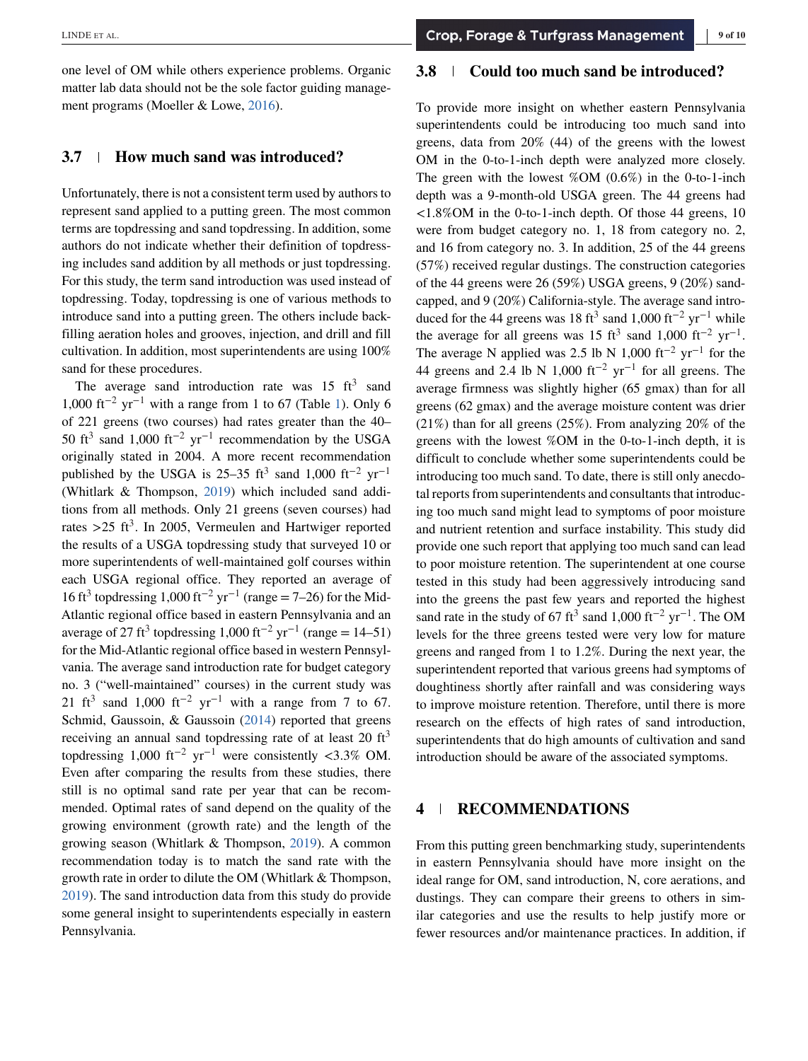one level of OM while others experience problems. Organic matter lab data should not be the sole factor guiding management programs (Moeller & Lowe, 2016).

## 3.7 | How much sand was introduced?

Unfortunately, there is not a consistent term used by authors to represent sand applied to a putting green. The most common terms are topdressing and sand topdressing. In addition, some authors do not indicate whether their definition of topdressing includes sand addition by all methods or just topdressing. For this study, the term sand introduction was used instead of topdressing. Today, topdressing is one of various methods to introduce sand into a putting green. The others include backfilling aeration holes and grooves, injection, and drill and fill cultivation. In addition, most superintendents are using 100% sand for these procedures.

The average sand introduction rate was 15 $ft^3$ sand 1,000 $ft^{-2}$ $yr^{-1}$ with a range from 1 to 67 (Table 1). Only 6 of 221 greens (two courses) had rates greater than the 40–50 $ft^3$ sand 1,000 $ft^{-2}$ $yr^{-1}$ recommendation by the USGA originally stated in 2004. A more recent recommendation published by the USGA is 25–35 $ft^3$ sand 1,000 $ft^{-2}$ $yr^{-1}$ (Whitlark & Thompson, 2019) which included sand additions from all methods. Only 21 greens (seven courses) had rates >25 $ft^3$. In 2005, Vermeulen and Hartwiger reported the results of a USGA topdressing study that surveyed 10 or more superintendents of well-maintained golf courses within each USGA regional office. They reported an average of 16 $ft^3$ topdressing 1,000 $ft^{-2}$ $yr^{-1}$ (range = 7–26) for the Mid-Atlantic regional office based in eastern Pennsylvania and an average of 27 $ft^3$ topdressing 1,000 $ft^{-2}$ $yr^{-1}$ (range = 14–51) for the Mid-Atlantic regional office based in western Pennsylvania. The average sand introduction rate for budget category no. 3 ("well-maintained" courses) in the current study was 21 $ft^3$ sand 1,000 $ft^{-2}$ $yr^{-1}$ with a range from 7 to 67. Schmid, Gaussoin, & Gaussoin (2014) reported that greens receiving an annual sand topdressing rate of at least 20 $ft^3$ topdressing 1,000 $ft^{-2}$ $yr^{-1}$ were consistently <3.3% OM. Even after comparing the results from these studies, there still is no optimal sand rate per year that can be recommended. Optimal rates of sand depend on the quality of the growing environment (growth rate) and the length of the growing season (Whitlark & Thompson, 2019). A common recommendation today is to match the sand rate with the growth rate in order to dilute the OM (Whitlark & Thompson, 2019). The sand introduction data from this study do provide some general insight to superintendents especially in eastern Pennsylvania.

## 3.8 | Could too much sand be introduced?

To provide more insight on whether eastern Pennsylvania superintendents could be introducing too much sand into greens, data from 20% (44) of the greens with the lowest OM in the 0-to-1-inch depth were analyzed more closely. The green with the lowest %OM (0.6%) in the 0-to-1-inch depth was a 9-month-old USGA green. The 44 greens had <1.8%OM in the 0-to-1-inch depth. Of those 44 greens, 10 were from budget category no. 1, 18 from category no. 2, and 16 from category no. 3. In addition, 25 of the 44 greens (57%) received regular dustings. The construction categories of the 44 greens were 26 (59%) USGA greens, 9 (20%) sand-capped, and 9 (20%) California-style. The average sand introduced for the 44 greens was 18 $ft^3$ sand 1,000 $ft^{-2}$ $yr^{-1}$ while the average for all greens was 15 $ft^3$ sand 1,000 $ft^{-2}$ $yr^{-1}$. The average N applied was 2.5 lb N 1,000 $ft^{-2}$ $yr^{-1}$ for the 44 greens and 2.4 lb N 1,000 $ft^{-2}$ $yr^{-1}$ for all greens. The average firmness was slightly higher (65 gmax) than for all greens (62 gmax) and the average moisture content was drier (21%) than for all greens (25%). From analyzing 20% of the greens with the lowest %OM in the 0-to-1-inch depth, it is difficult to conclude whether some superintendents could be introducing too much sand. To date, there is still only anecdotal reports from superintendents and consultants that introducing too much sand might lead to symptoms of poor moisture and nutrient retention and surface instability. This study did provide one such report that applying too much sand can lead to poor moisture retention. The superintendent at one course tested in this study had been aggressively introducing sand into the greens the past few years and reported the highest sand rate in the study of 67 $ft^3$ sand 1,000 $ft^{-2}$ $yr^{-1}$. The OM levels for the three greens tested were very low for mature greens and ranged from 1 to 1.2%. During the next year, the superintendent reported that various greens had symptoms of doughtiness shortly after rainfall and was considering ways to improve moisture retention. Therefore, until there is more research on the effects of high rates of sand introduction, superintendents that do high amounts of cultivation and sand introduction should be aware of the associated symptoms.

# 4 | RECOMMENDATIONS

From this putting green benchmarking study, superintendents in eastern Pennsylvania should have more insight on the ideal range for OM, sand introduction, N, core aerations, and dustings. They can compare their greens to others in similar categories and use the results to help justify more or fewer resources and/or maintenance practices. In addition, if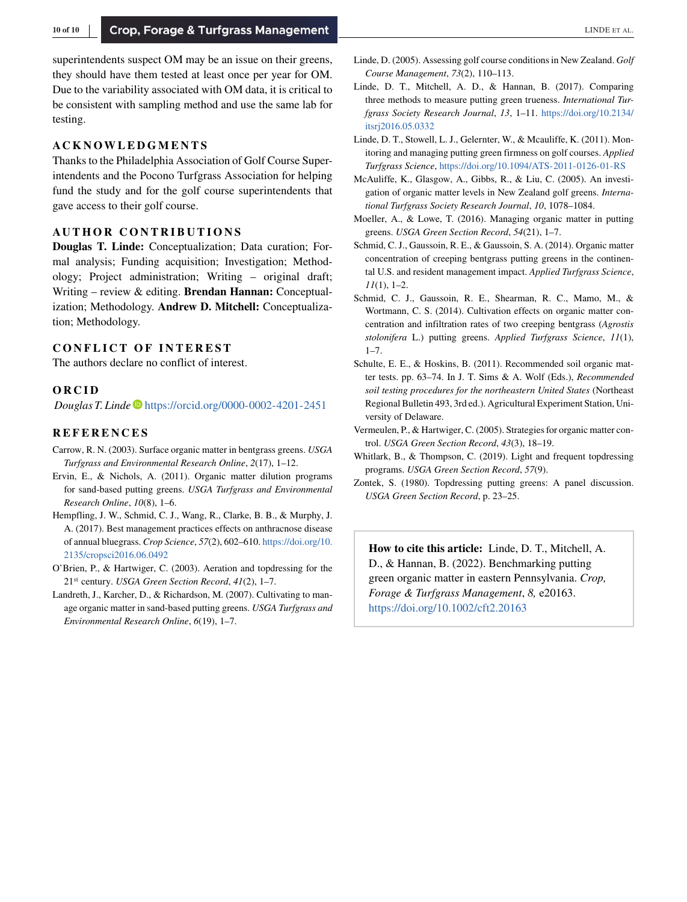superintendents suspect OM may be an issue on their greens, they should have them tested at least once per year for OM. Due to the variability associated with OM data, it is critical to be consistent with sampling method and use the same lab for testing.

## ACKNOWLEDGMENTS

Thanks to the Philadelphia Association of Golf Course Superintendents and the Pocono Turfgrass Association for helping fund the study and for the golf course superintendents that gave access to their golf course.

## AUTHOR CONTRIBUTIONS

**Douglas T. Linde:** Conceptualization; Data curation; Formal analysis; Funding acquisition; Investigation; Methodology; Project administration; Writing – original draft; Writing – review & editing. **Brendan Hannan:** Conceptualization; Methodology. **Andrew D. Mitchell:** Conceptualization; Methodology.

## CONFLICT OF INTEREST

The authors declare no conflict of interest.

## ORCID

*Douglas T. Linde* https://orcid.org/0000-0002-4201-2451

## REFERENCES

Carrow, R. N. (2003). Surface organic matter in bentgrass greens. *USGA Turfgrass and Environmental Research Online*, *2*(17), 1–12.

Ervin, E., & Nichols, A. (2011). Organic matter dilution programs for sand-based putting greens. *USGA Turfgrass and Environmental Research Online*, *10*(8), 1–6.

Hempfling, J. W., Schmid, C. J., Wang, R., Clarke, B. B., & Murphy, J. A. (2017). Best management practices effects on anthracnose disease of annual bluegrass. *Crop Science*, *57*(2), 602–610. https://doi.org/10.2135/cropsci2016.06.0492

O'Brien, P., & Hartwiger, C. (2003). Aeration and topdressing for the 21st century. *USGA Green Section Record*, *41*(2), 1–7.

Landreth, J., Karcher, D., & Richardson, M. (2007). Cultivating to manage organic matter in sand-based putting greens. *USGA Turfgrass and Environmental Research Online*, *6*(19), 1–7.

Linde, D. (2005). Assessing golf course conditions in New Zealand. *Golf Course Management*, *73*(2), 110–113.

Linde, D. T., Mitchell, A. D., & Hannan, B. (2017). Comparing three methods to measure putting green trueness. *International Turfgrass Society Research Journal*, *13*, 1–11. https://doi.org/10.2134/itsrj2016.05.0332

Linde, D. T., Stowell, L. J., Gelernter, W., & Mcauliffe, K. (2011). Monitoring and managing putting green firmness on golf courses. *Applied Turfgrass Science*, https://doi.org/10.1094/ATS-2011-0126-01-RS

McAuliffe, K., Glasgow, A., Gibbs, R., & Liu, C. (2005). An investigation of organic matter levels in New Zealand golf greens. *International Turfgrass Society Research Journal*, *10*, 1078–1084.

Moeller, A., & Lowe, T. (2016). Managing organic matter in putting greens. *USGA Green Section Record*, *54*(21), 1–7.

Schmid, C. J., Gaussoin, R. E., & Gaussoin, S. A. (2014). Organic matter concentration of creeping bentgrass putting greens in the continental U.S. and resident management impact. *Applied Turfgrass Science*, *11*(1), 1–2.

Schmid, C. J., Gaussoin, R. E., Shearman, R. C., Mamo, M., & Wortmann, C. S. (2014). Cultivation effects on organic matter concentration and infiltration rates of two creeping bentgrass (*Agrostis stolonifera* L.) putting greens. *Applied Turfgrass Science*, *11*(1), 1–7.

Schulte, E. E., & Hoskins, B. (2011). Recommended soil organic matter tests. pp. 63–74. In J. T. Sims & A. Wolf (Eds.), *Recommended soil testing procedures for the northeastern United States* (Northeast Regional Bulletin 493, 3rd ed.). Agricultural Experiment Station, University of Delaware.

Vermeulen, P., & Hartwiger, C. (2005). Strategies for organic matter control. *USGA Green Section Record*, *43*(3), 18–19.

Whitlark, B., & Thompson, C. (2019). Light and frequent topdressing programs. *USGA Green Section Record*, *57*(9).

Zontek, S. (1980). Topdressing putting greens: A panel discussion. *USGA Green Section Record*, p. 23–25.

**How to cite this article:** Linde, D. T., Mitchell, A. D., & Hannan, B. (2022). Benchmarking putting green organic matter in eastern Pennsylvania. *Crop, Forage & Turfgrass Management*, *8*, e20163. https://doi.org/10.1002/cft2.20163